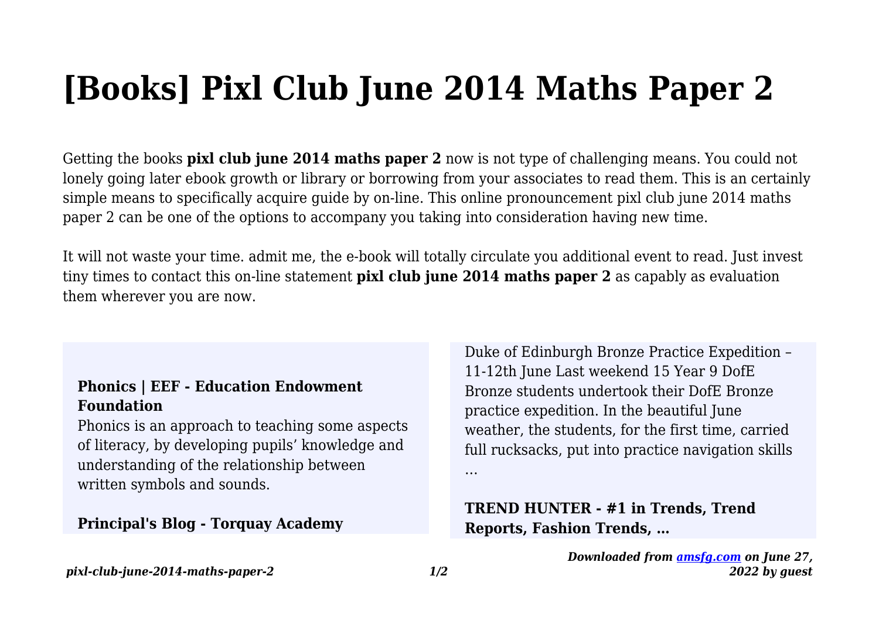# [Books] Pixl Club June 2014 Maths Paper 2

Getting the books **pixl club june 2014 maths paper 2** now is not type of challenging means. You could not lonely going later ebook growth or library or borrowing from your associates to read them. This is an certainly simple means to specifically acquire guide by on-line. This online pronouncement pixl club june 2014 maths paper 2 can be one of the options to accompany you taking into consideration having new time.

It will not waste your time. admit me, the e-book will totally circulate you additional event to read. Just invest tiny times to contact this on-line statement **pixl club june 2014 maths paper 2** as capably as evaluation them wherever you are now.

### Phonics | EEF - Education Endowment Foundation

Phonics is an approach to teaching some aspects of literacy, by developing pupils' knowledge and understanding of the relationship between written symbols and sounds.

### Principal's Blog - Torquay Academy

Duke of Edinburgh Bronze Practice Expedition – 11-12th June Last weekend 15 Year 9 DofE Bronze students undertook their DofE Bronze practice expedition. In the beautiful June weather, the students, for the first time, carried full rucksacks, put into practice navigation skills …

### TREND HUNTER - #1 in Trends, Trend Reports, Fashion Trends, …

*Downloaded from amsfg.com on June 27, 2022 by guest*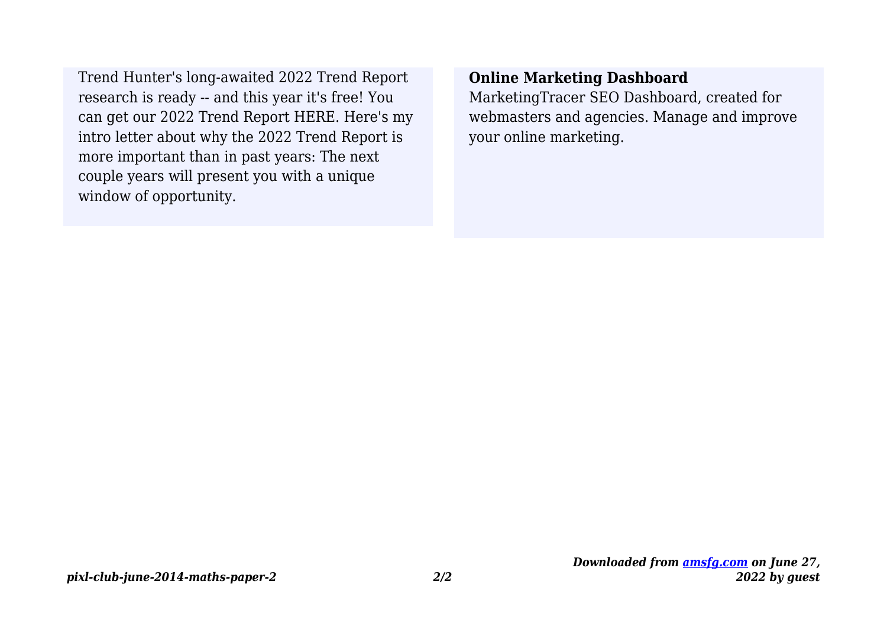Trend Hunter's long-awaited 2022 Trend Report research is ready -- and this year it's free! You can get our 2022 Trend Report HERE. Here's my intro letter about why the 2022 Trend Report is more important than in past years: The next couple years will present you with a unique window of opportunity.

**Online Marketing Dashboard**

MarketingTracer SEO Dashboard, created for webmasters and agencies. Manage and improve your online marketing.